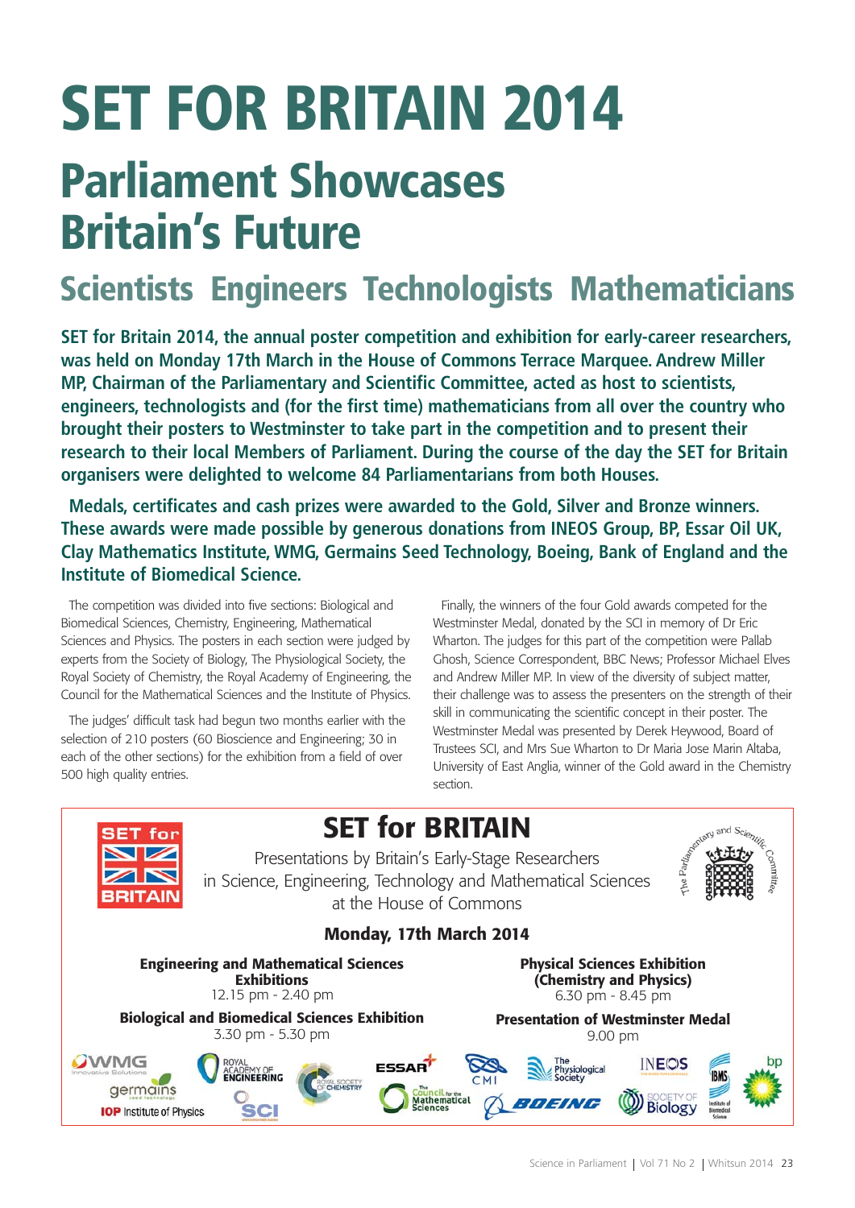# SET FOR BRITAIN 2014

## Parliament Showcases Britain's Future

### Scientists Engineers Technologists Mathematicians

**SET for Britain 2014, the annual poster competition and exhibition for early-career researchers, was held on Monday 17th March in the House of Commons Terrace Marquee. Andrew Miller MP, Chairman of the Parliamentary and Scientific Committee, acted as host to scientists, engineers, technologists and (for the first time) mathematicians from all over the country who brought their posters to Westminster to take part in the competition and to present their research to their local Members of Parliament. During the course of the day the SET for Britain organisers were delighted to welcome 84 Parliamentarians from both Houses.**

**Medals, certificates and cash prizes were awarded to the Gold, Silver and Bronze winners. These awards were made possible by generous donations from INEOS Group, BP, Essar Oil UK, Clay Mathematics Institute, WMG, Germains Seed Technology, Boeing, Bank of England and the Institute of Biomedical Science.**

The competition was divided into five sections: Biological and Biomedical Sciences, Chemistry, Engineering, Mathematical Sciences and Physics. The posters in each section were judged by experts from the Society of Biology, The Physiological Society, the Royal Society of Chemistry, the Royal Academy of Engineering, the Council for the Mathematical Sciences and the Institute of Physics.

The judges' difficult task had begun two months earlier with the selection of 210 posters (60 Bioscience and Engineering; 30 in each of the other sections) for the exhibition from a field of over 500 high quality entries.

Finally, the winners of the four Gold awards competed for the Westminster Medal, donated by the SCI in memory of Dr Eric Wharton. The judges for this part of the competition were Pallab Ghosh, Science Correspondent, BBC News; Professor Michael Elves and Andrew Miller MP. In view of the diversity of subject matter, their challenge was to assess the presenters on the strength of their skill in communicating the scientific concept in their poster. The Westminster Medal was presented by Derek Heywood, Board of Trustees SCI, and Mrs Sue Wharton to Dr Maria Jose Marin Altaba, University of East Anglia, winner of the Gold award in the Chemistry section.

---

## SET for BRITAIN

Presentations by Britain's Early-Stage Researchers in Science, Engineering, Technology and Mathematical Sciences at the House of Commons

**Monday, 17th March 2014**

**Engineering and Mathematical Sciences Exhibitions**
12.15 pm - 2.40 pm

**Biological and Biomedical Sciences Exhibition**
3.30 pm - 5.30 pm

**Physical Sciences Exhibition (Chemistry and Physics)**
6.30 pm - 8.45 pm

**Presentation of Westminster Medal**
9.00 pm

WMG · germains · IOP Institute of Physics · Royal Academy of Engineering · SCI · Royal Society of Chemistry · ESSAR · The Council for the Mathematical Sciences · CMI · Boeing · The Physiological Society · INEOS · Society of Biology · IBMS Institute of Biomedical Science · bp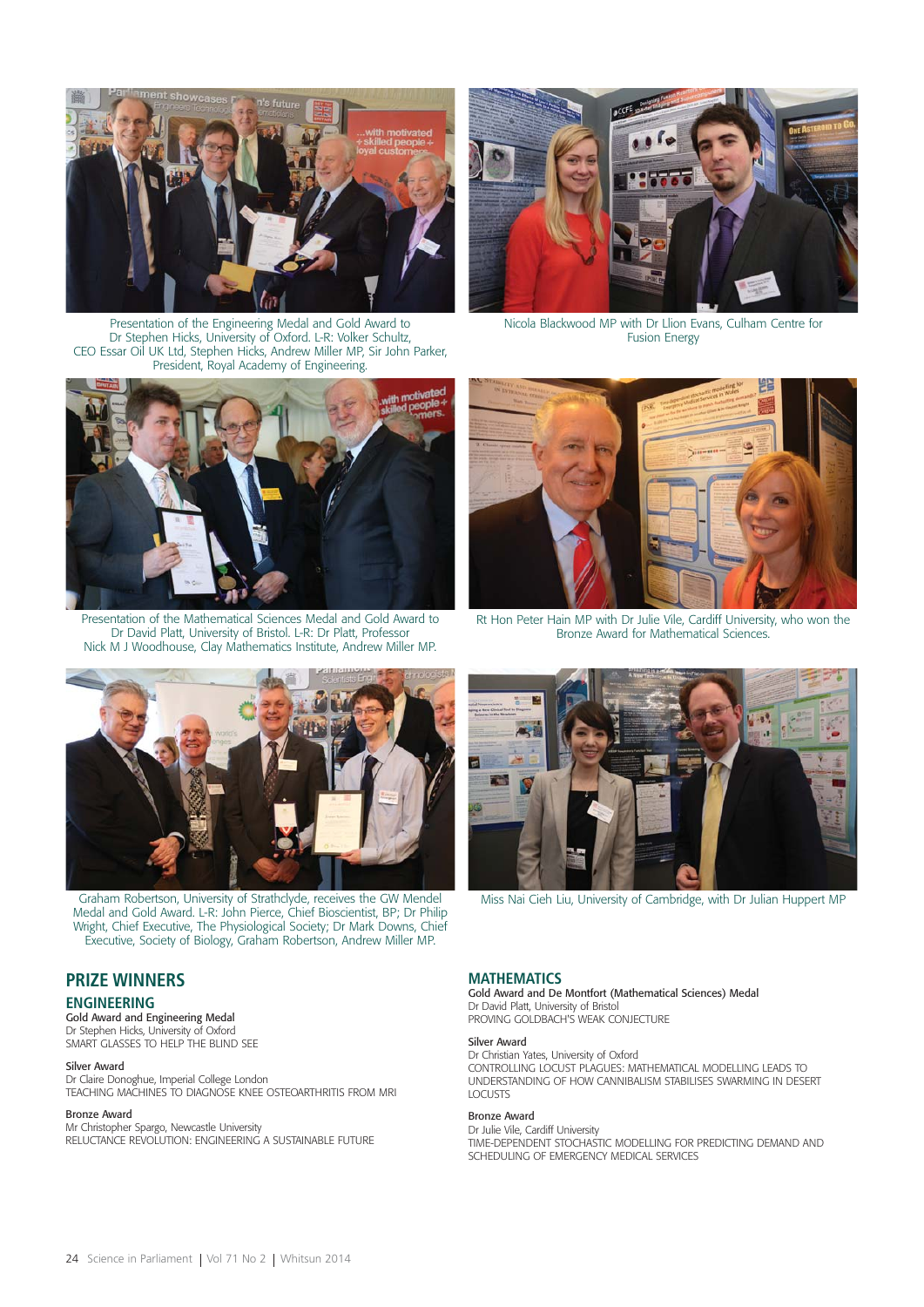Presentation of the Engineering Medal and Gold Award to Dr Stephen Hicks, University of Oxford. L-R: Volker Schultz, CEO Essar Oil UK Ltd, Stephen Hicks, Andrew Miller MP, Sir John Parker, President, Royal Academy of Engineering.

Nicola Blackwood MP with Dr Llion Evans, Culham Centre for Fusion Energy

Presentation of the Mathematical Sciences Medal and Gold Award to Dr David Platt, University of Bristol. L-R: Dr Platt, Professor Nick M J Woodhouse, Clay Mathematics Institute, Andrew Miller MP.

Rt Hon Peter Hain MP with Dr Julie Vile, Cardiff University, who won the Bronze Award for Mathematical Sciences.

Graham Robertson, University of Strathclyde, receives the GW Mendel Medal and Gold Award. L-R: John Pierce, Chief Bioscientist, BP; Dr Philip Wright, Chief Executive, The Physiological Society; Dr Mark Downs, Chief Executive, Society of Biology, Graham Robertson, Andrew Miller MP.

Miss Nai Cieh Liu, University of Cambridge, with Dr Julian Huppert MP

## PRIZE WINNERS

### ENGINEERING

Gold Award and Engineering Medal
Dr Stephen Hicks, University of Oxford
SMART GLASSES TO HELP THE BLIND SEE

Silver Award
Dr Claire Donoghue, Imperial College London
TEACHING MACHINES TO DIAGNOSE KNEE OSTEOARTHRITIS FROM MRI

Bronze Award
Mr Christopher Spargo, Newcastle University
RELUCTANCE REVOLUTION: ENGINEERING A SUSTAINABLE FUTURE

### MATHEMATICS

Gold Award and De Montfort (Mathematical Sciences) Medal
Dr David Platt, University of Bristol
PROVING GOLDBACH'S WEAK CONJECTURE

Silver Award
Dr Christian Yates, University of Oxford
CONTROLLING LOCUST PLAGUES: MATHEMATICAL MODELLING LEADS TO UNDERSTANDING OF HOW CANNIBALISM STABILISES SWARMING IN DESERT LOCUSTS

Bronze Award
Dr Julie Vile, Cardiff University
TIME-DEPENDENT STOCHASTIC MODELLING FOR PREDICTING DEMAND AND SCHEDULING OF EMERGENCY MEDICAL SERVICES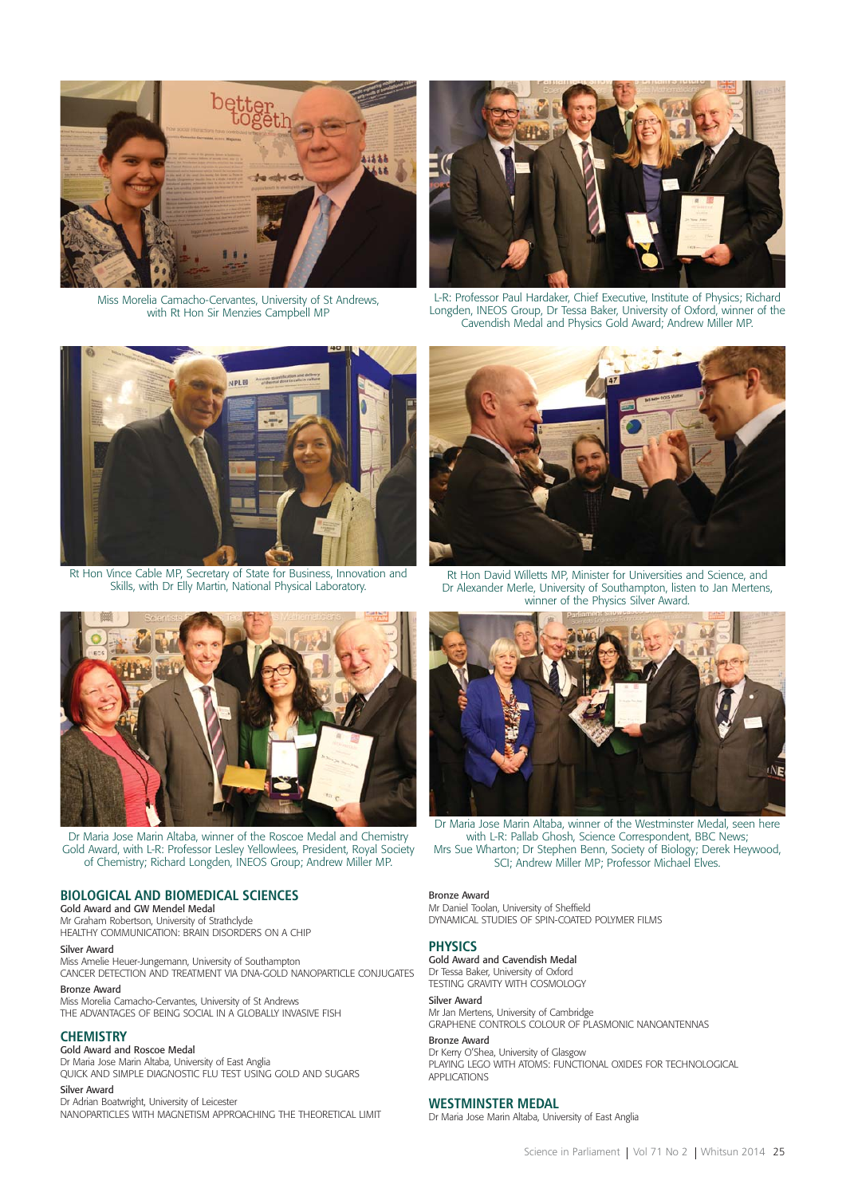Miss Morelia Camacho-Cervantes, University of St Andrews, with Rt Hon Sir Menzies Campbell MP

L-R: Professor Paul Hardaker, Chief Executive, Institute of Physics; Richard Longden, INEOS Group, Dr Tessa Baker, University of Oxford, winner of the Cavendish Medal and Physics Gold Award; Andrew Miller MP.

Rt Hon Vince Cable MP, Secretary of State for Business, Innovation and Skills, with Dr Elly Martin, National Physical Laboratory.

Rt Hon David Willetts MP, Minister for Universities and Science, and Dr Alexander Merle, University of Southampton, listen to Jan Mertens, winner of the Physics Silver Award.

Dr Maria Jose Marin Altaba, winner of the Roscoe Medal and Chemistry Gold Award, with L-R: Professor Lesley Yellowlees, President, Royal Society of Chemistry; Richard Longden, INEOS Group; Andrew Miller MP.

Dr Maria Jose Marin Altaba, winner of the Westminster Medal, seen here with L-R: Pallab Ghosh, Science Correspondent, BBC News; Mrs Sue Wharton; Dr Stephen Benn, Society of Biology; Derek Heywood, SCI; Andrew Miller MP; Professor Michael Elves.

## BIOLOGICAL AND BIOMEDICAL SCIENCES

**Gold Award and GW Mendel Medal**
Mr Graham Robertson, University of Strathclyde
HEALTHY COMMUNICATION: BRAIN DISORDERS ON A CHIP

**Silver Award**
Miss Amelie Heuer-Jungemann, University of Southampton
CANCER DETECTION AND TREATMENT VIA DNA-GOLD NANOPARTICLE CONJUGATES

**Bronze Award**
Miss Morelia Camacho-Cervantes, University of St Andrews
THE ADVANTAGES OF BEING SOCIAL IN A GLOBALLY INVASIVE FISH

## CHEMISTRY

**Gold Award and Roscoe Medal**
Dr Maria Jose Marin Altaba, University of East Anglia
QUICK AND SIMPLE DIAGNOSTIC FLU TEST USING GOLD AND SUGARS

**Silver Award**
Dr Adrian Boatwright, University of Leicester
NANOPARTICLES WITH MAGNETISM APPROACHING THE THEORETICAL LIMIT

**Bronze Award**
Mr Daniel Toolan, University of Sheffield
DYNAMICAL STUDIES OF SPIN-COATED POLYMER FILMS

## PHYSICS

**Gold Award and Cavendish Medal**
Dr Tessa Baker, University of Oxford
TESTING GRAVITY WITH COSMOLOGY

**Silver Award**
Mr Jan Mertens, University of Cambridge
GRAPHENE CONTROLS COLOUR OF PLASMONIC NANOANTENNAS

**Bronze Award**
Dr Kerry O'Shea, University of Glasgow
PLAYING LEGO WITH ATOMS: FUNCTIONAL OXIDES FOR TECHNOLOGICAL APPLICATIONS

## WESTMINSTER MEDAL

Dr Maria Jose Marin Altaba, University of East Anglia